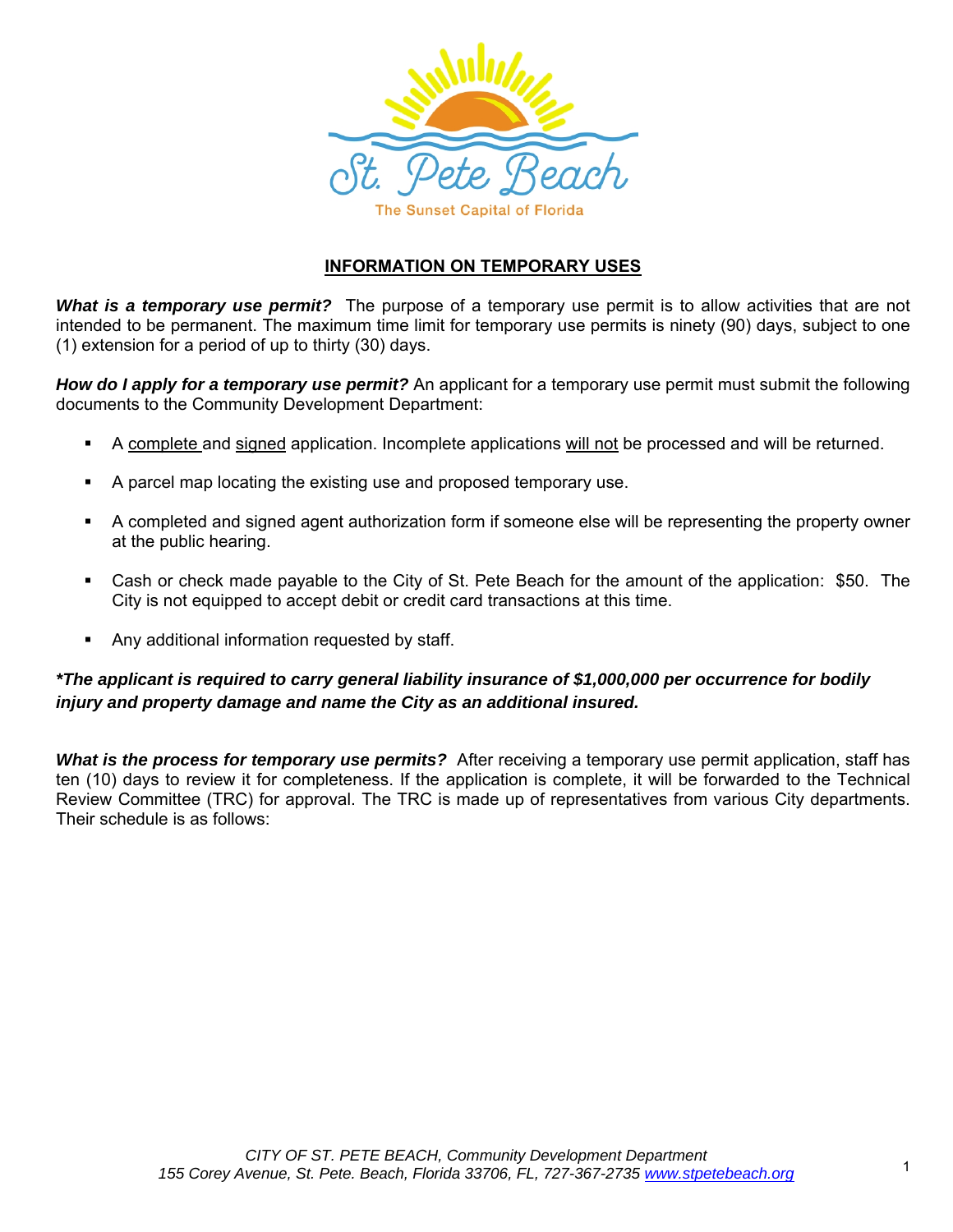St. Pete Beach

The Sunset Capital of Florida

## INFORMATION ON TEMPORARY USES

***What is a temporary use permit?*** The purpose of a temporary use permit is to allow activities that are not intended to be permanent. The maximum time limit for temporary use permits is ninety (90) days, subject to one (1) extension for a period of up to thirty (30) days.

***How do I apply for a temporary use permit?*** An applicant for a temporary use permit must submit the following documents to the Community Development Department:

- A complete and signed application. Incomplete applications will not be processed and will be returned.
- A parcel map locating the existing use and proposed temporary use.
- A completed and signed agent authorization form if someone else will be representing the property owner at the public hearing.
- Cash or check made payable to the City of St. Pete Beach for the amount of the application: $50. The City is not equipped to accept debit or credit card transactions at this time.
- Any additional information requested by staff.

***\*The applicant is required to carry general liability insurance of $1,000,000 per occurrence for bodily injury and property damage and name the City as an additional insured.***

***What is the process for temporary use permits?*** After receiving a temporary use permit application, staff has ten (10) days to review it for completeness. If the application is complete, it will be forwarded to the Technical Review Committee (TRC) for approval. The TRC is made up of representatives from various City departments. Their schedule is as follows:

*CITY OF ST. PETE BEACH, Community Development Department*
*155 Corey Avenue, St. Pete. Beach, Florida 33706, FL, 727-367-2735 www.stpetebeach.org*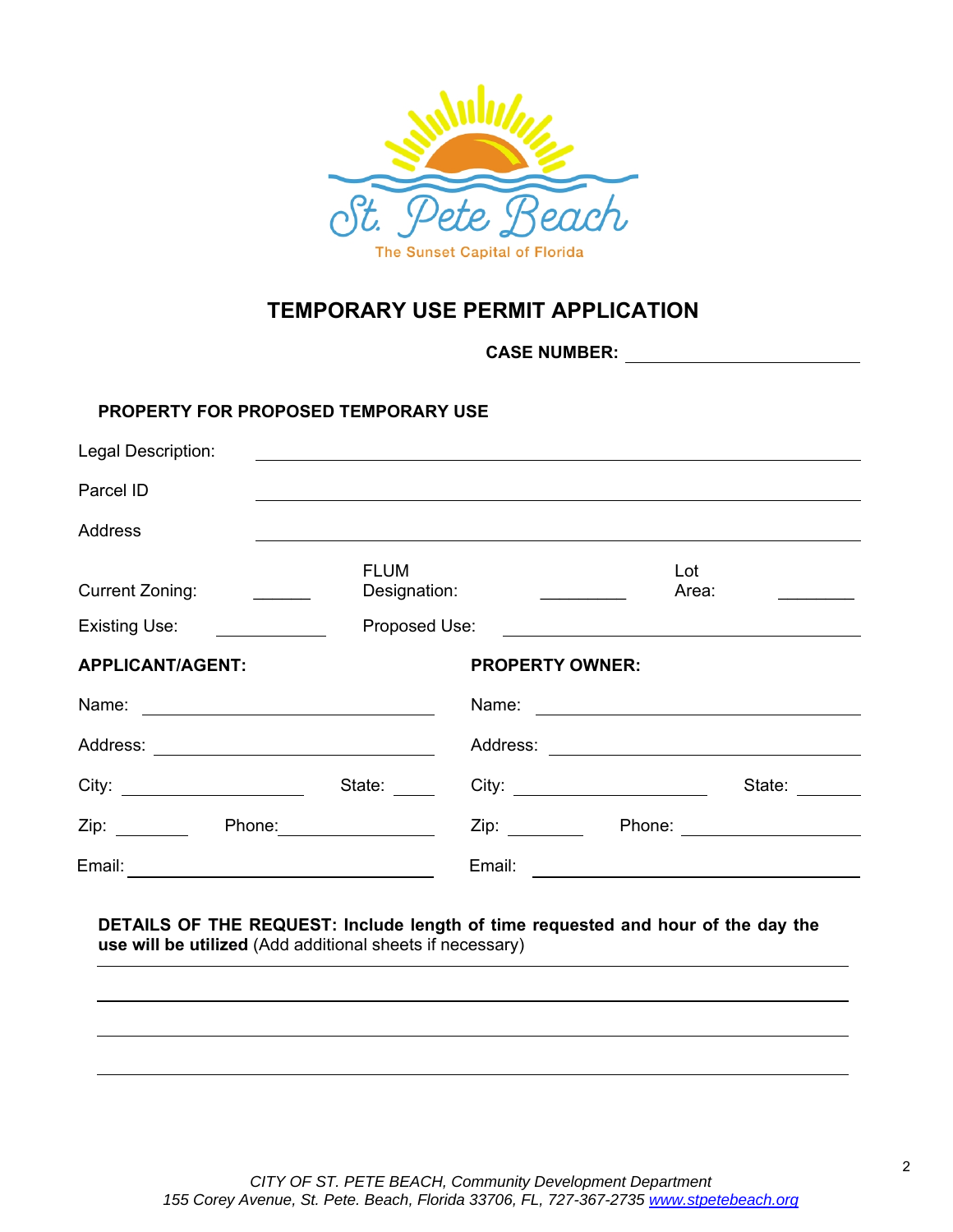St. Pete Beach

The Sunset Capital of Florida

# TEMPORARY USE PERMIT APPLICATION

**CASE NUMBER:** ____________________

**PROPERTY FOR PROPOSED TEMPORARY USE**

Legal Description: ____________________

Parcel ID ____________________

Address ____________________

Current Zoning: ______ FLUM Designation: ________ Lot Area: ________

Existing Use: __________ Proposed Use: ____________________

**APPLICANT/AGENT:**

Name: ____________________

Address: ____________________

City: ______________ State: _____

Zip: ________ Phone: ______________

Email: ____________________

**PROPERTY OWNER:**

Name: ____________________

Address: ____________________

City: ______________ State: _____

Zip: ________ Phone: ______________

Email: ____________________

**DETAILS OF THE REQUEST: Include length of time requested and hour of the day the use will be utilized** (Add additional sheets if necessary)

____________________________________________________________

____________________________________________________________

____________________________________________________________

____________________________________________________________

*CITY OF ST. PETE BEACH, Community Development Department*
*155 Corey Avenue, St. Pete. Beach, Florida 33706, FL, 727-367-2735 www.stpetebeach.org*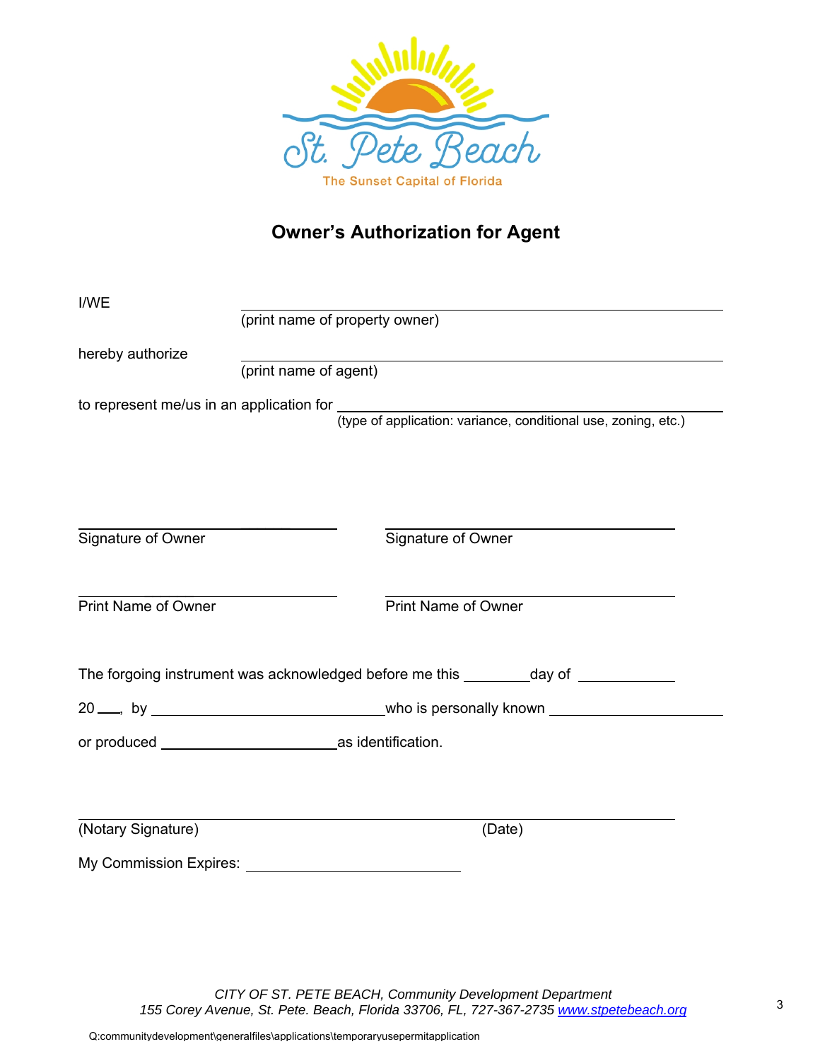St. Pete Beach
The Sunset Capital of Florida

## Owner's Authorization for Agent

I/WE \_\_\_\_\_\_\_\_\_\_\_\_\_\_\_\_\_\_\_\_\_\_\_\_\_\_\_\_\_\_\_\_\_\_\_\_\_\_\_\_
(print name of property owner)

hereby authorize \_\_\_\_\_\_\_\_\_\_\_\_\_\_\_\_\_\_\_\_\_\_\_\_\_\_\_\_\_\_\_\_\_\_\_\_\_\_\_\_
(print name of agent)

to represent me/us in an application for \_\_\_\_\_\_\_\_\_\_\_\_\_\_\_\_\_\_\_\_\_\_\_\_\_\_\_\_\_\_\_\_\_\_\_\_\_\_\_\_
(type of application: variance, conditional use, zoning, etc.)

\_\_\_\_\_\_\_\_\_\_\_\_\_\_\_\_\_\_\_\_\_\_\_\_\_\_\_\_\_\_
Signature of Owner

\_\_\_\_\_\_\_\_\_\_\_\_\_\_\_\_\_\_\_\_\_\_\_\_\_\_\_\_\_\_
Signature of Owner

\_\_\_\_\_\_\_\_\_\_\_\_\_\_\_\_\_\_\_\_\_\_\_\_\_\_\_\_\_\_
Print Name of Owner

\_\_\_\_\_\_\_\_\_\_\_\_\_\_\_\_\_\_\_\_\_\_\_\_\_\_\_\_\_\_
Print Name of Owner

The forgoing instrument was acknowledged before me this \_\_\_\_\_\_\_\_ day of \_\_\_\_\_\_\_\_\_\_\_\_

20 \_\_\_, by \_\_\_\_\_\_\_\_\_\_\_\_\_\_\_\_\_\_\_\_\_\_\_\_\_\_\_\_\_\_ who is personally known \_\_\_\_\_\_\_\_\_\_\_\_\_\_\_\_\_\_\_\_

or produced \_\_\_\_\_\_\_\_\_\_\_\_\_\_\_\_\_\_\_\_\_\_ as identification.

\_\_\_\_\_\_\_\_\_\_\_\_\_\_\_\_\_\_\_\_\_\_\_\_\_\_\_\_\_\_\_\_\_\_\_\_\_\_\_\_\_\_\_\_\_\_\_\_\_\_\_\_\_\_\_\_\_\_\_\_
(Notary Signature) (Date)

My Commission Expires: \_\_\_\_\_\_\_\_\_\_\_\_\_\_\_\_\_\_\_\_\_\_\_\_\_\_

*CITY OF ST. PETE BEACH, Community Development Department*
*155 Corey Avenue, St. Pete. Beach, Florida 33706, FL, 727-367-2735 [www.stpetebeach.org](http://www.stpetebeach.org)*

Q:communitydevelopment\generalfiles\applications\temporaryusepermitapplication